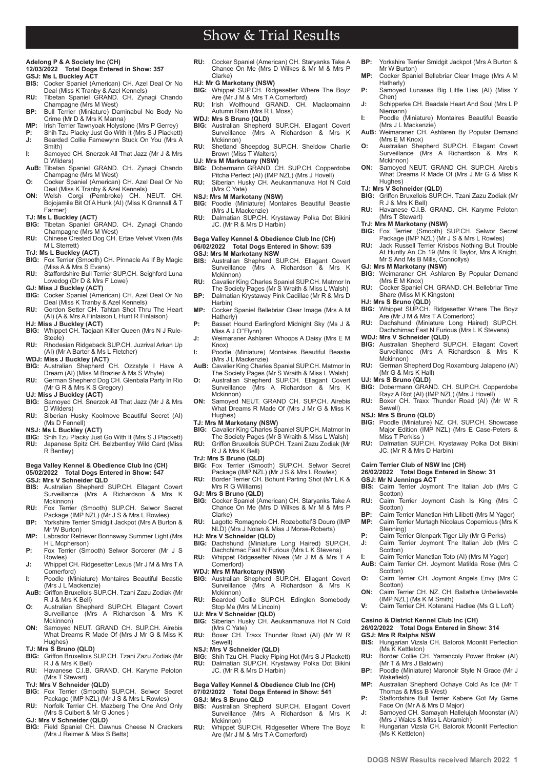# Show & Trial Results

### Adelong P & A Society Inc (CH)

**12/03/2022 Total Dogs Entered in Show: 357**

**GSJ: Ms L Buckley ACT**

**BIS:** Cocker Spaniel (American) CH. Azel Deal Or No Deal (Miss K Tranby & Azel Kennels)
**RU:** Tibetan Spaniel GRAND. CH. Zynagi Chando Champagne (Mrs M West)
**BP:** Bull Terrier (Miniature) Daminabul No Body No Crime (Mr D & Mrs K Manna)
**MP:** Irish Terrier Tawnyoak Holystone (Mrs P Gerrey)
**P:** Shih Tzu Placky Just Go With It (Mrs S J Plackett)
**J:** Bearded Collie Famewynn Stuck On You (Mrs A Smith)
**I:** Samoyed CH. Snerzok All That Jazz (Mr J & Mrs D Wilders)
**AuB:** Tibetan Spaniel GRAND. CH. Zynagi Chando Champagne (Mrs M West)
**O:** Cocker Spaniel (American) CH. Azel Deal Or No Deal (Miss K Tranby & Azel Kennels)
**ON:** Welsh Corgi (Pembroke) CH. NEUT. CH. Bojojamile Bit Of A Hunk (AI) (Miss K Grannall & T Farmer)

**TJ: Ms L Buckley (ACT)**
**BIG:** Tibetan Spaniel GRAND. CH. Zynagi Chando Champagne (Mrs M West)
**RU:** Chinese Crested Dog CH. Ertae Velvet Vixen (Ms M L Sterrett)

**TrJ: Ms L Buckley (ACT)**
**BIG:** Fox Terrier (Smooth) CH. Pinnacle As If By Magic (Miss A & Mrs S Evans)
**RU:** Staffordshire Bull Terrier SUP.CH. Seighford Luna Lovedog (Dr D & Mrs F Lowe)

**GJ: Miss J Buckley (ACT)**
**BIG:** Cocker Spaniel (American) CH. Azel Deal Or No Deal (Miss K Tranby & Azel Kennels)
**RU:** Gordon Setter CH. Tahtan Shot Thru The Heart (AI) (A & Mrs A Finlaison L Hunt R Finlaison)

**HJ: Miss J Buckley (ACT)**
**BIG:** Whippet CH. Taejaan Killer Queen (Mrs N J Rule-Steele)
**RU:** Rhodesian Ridgeback SUP.CH. Juzrival Arkan Up (AI) (Mr A Barter & Ms L Fletcher)

**WDJ: Miss J Buckley (ACT)**
**BIG:** Australian Shepherd CH. Ozzstyle I Have A Dream (AI) (Miss M Brazier & Ms S Whyte)
**RU:** German Shepherd Dog CH. Glenbala Party In Rio (Mr G R & Mrs K S Gregory)

**UJ: Miss J Buckley (ACT)**
**BIG:** Samoyed CH. Snerzok All That Jazz (Mr J & Mrs D Wilders)
**RU:** Siberian Husky Koolmove Beautiful Secret (AI) (Ms D Fennell)

**NSJ: Ms L Buckley (ACT)**
**BIG:** Shih Tzu Placky Just Go With It (Mrs S J Plackett)
**RU:** Japanese Spitz CH. Belzbentley Wild Card (Miss R Bentley)

### Bega Valley Kennel & Obedience Club Inc (CH)

**05/02/2022 Total Dogs Entered in Show: 547**

**GSJ: Mrs V Schneider QLD**

**BIS:** Australian Shepherd SUP.CH. Ellagant Covert Surveillance (Mrs A Richardson & Mrs K Mckinnon)
**RU:** Fox Terrier (Smooth) SUP.CH. Selwor Secret Package (IMP NZL) (Mr J S & Mrs L Rowles)
**BP:** Yorkshire Terrier Smidgit Jackpot (Mrs A Burton & Mr W Burton)
**MP:** Labrador Retriever Bonnsway Summer Light (Mrs H L Mcpherson)
**P:** Fox Terrier (Smooth) Selwor Sorcerer (Mr J S Rowles)
**J:** Whippet CH. Ridgesetter Lexus (Mr J M & Mrs T A Comerford)
**I:** Poodle (Miniature) Montaires Beautiful Beastie (Mrs J L Mackenzie)
**AuB:** Griffon Bruxellois SUP.CH. Tzani Zazu Zodiak (Mr R J & Mrs K Bell)
**O:** Australian Shepherd SUP.CH. Ellagant Covert Surveillance (Mrs A Richardson & Mrs K Mckinnon)
**ON:** Samoyed NEUT. GRAND CH. SUP.CH. Airebis What Dreams R Made Of (Mrs J Mr G & Miss K Hughes)

**TJ: Mrs S Bruno (QLD)**
**BIG:** Griffon Bruxellois SUP.CH. Tzani Zazu Zodiak (Mr R J & Mrs K Bell)
**RU:** Havanese C.I.B. GRAND. CH. Karyme Peloton (Mrs T Stewart)

**TrJ: Mrs V Schneider (QLD)**
**BIG:** Fox Terrier (Smooth) SUP.CH. Selwor Secret Package (IMP NZL) (Mr J S & Mrs L Rowles)
**RU:** Norfolk Terrier CH. Mazberg The One And Only (Mrs S Culbert & Mr G Jones )

**GJ: Mrs V Schneider (QLD)**
**BIG:** Field Spaniel CH. Dawnus Cheese N Crackers (Mrs J Reimer & Miss S Betts)
**RU:** Cocker Spaniel (American) CH. Staryanks Take A Chance On Me (Mrs D Wilkes & Mr M & Mrs P Clarke)

**HJ: Mr G Markatony (NSW)**
**BIG:** Whippet SUP.CH. Ridgesetter Where The Boyz Are (Mr J M & Mrs T A Comerford)
**RU:** Irish Wolfhound GRAND. CH. Maclaomainn Autumn Rain (Mrs R L Moss)

**WDJ: Mrs S Bruno (QLD)**
**BIG:** Australian Shepherd SUP.CH. Ellagant Covert Surveillance (Mrs A Richardson & Mrs K Mckinnon)
**RU:** Shetland Sheepdog SUP.CH. Sheldow Charlie Brown (Miss T Walters)

**UJ: Mrs M Markatony (NSW)**
**BIG:** Dobermann GRAND. CH. SUP.CH. Copperdobe Pitcha Perfect (AI) (IMP NZL) (Mrs J Hovell)
**RU:** Siberian Husky CH. Aeukanmanuva Hot N Cold (Mrs C Yate)

**NSJ: Mrs M Markatony (NSW)**
**BIG:** Poodle (Miniature) Montaires Beautiful Beastie (Mrs J L Mackenzie)
**RU:** Dalmatian SUP.CH. Krystaway Polka Dot Bikini JC. (Mr R & Mrs D Harbin)

### Bega Valley Kennel & Obedience Club Inc (CH)

**06/02/2022 Total Dogs Entered in Show: 539**

**GSJ: Mrs M Markatony NSW**

**BIS:** Australian Shepherd SUP.CH. Ellagant Covert Surveillance (Mrs A Richardson & Mrs K Mckinnon)
**RU:** Cavalier King Charles Spaniel SUP.CH. Matmor In The Society Pages (Mr S Wraith & Miss L Walsh)
**BP:** Dalmatian Krystaway Pink Cadillac (Mr R & Mrs D Harbin)
**MP:** Cocker Spaniel Bellebriar Clear Image (Mrs A M Hatherly)
**P:** Basset Hound Earlingford Midnight Sky (Ms J & Miss A J O''Flynn)
**J:** Weimaraner Ashlaren Whoops A Daisy (Mrs E M Knox)
**I:** Poodle (Miniature) Montaires Beautiful Beastie (Mrs J L Mackenzie)
**AuB:** Cavalier King Charles Spaniel SUP.CH. Matmor In The Society Pages (Mr S Wraith & Miss L Walsh)
**O:** Australian Shepherd SUP.CH. Ellagant Covert Surveillance (Mrs A Richardson & Mrs K Mckinnon)
**ON:** Samoyed NEUT. GRAND CH. SUP.CH. Airebis What Dreams R Made Of (Mrs J Mr G & Miss K Hughes)

**TJ: Mrs M Markatony (NSW)**
**BIG:** Cavalier King Charles Spaniel SUP.CH. Matmor In The Society Pages (Mr S Wraith & Miss L Walsh)
**RU:** Griffon Bruxellois SUP.CH. Tzani Zazu Zodiak (Mr R J & Mrs K Bell)

**TrJ: Mrs S Bruno (QLD)**
**BIG:** Fox Terrier (Smooth) SUP.CH. Selwor Secret Package (IMP NZL) (Mr J S & Mrs L Rowles)
**RU:** Border Terrier CH. Bohunt Parting Shot (Mr L K & Mrs R G Williams)

**GJ: Mrs S Bruno (QLD)**
**BIG:** Cocker Spaniel (American) CH. Staryanks Take A Chance On Me (Mrs D Wilkes & Mr M & Mrs P Clarke)
**RU:** Lagotto Romagnolo CH. Rozebottel'S Douro (IMP NLD) (Mrs J Nolan & Miss J Morse-Roberts)

**HJ: Mrs V Schneider (QLD)**
**BIG:** Dachshund (Miniature Long Haired) SUP.CH. Dachchimac Fast N Furious (Mrs L K Stevens)
**RU:** Whippet Ridgesetter Nivea (Mr J M & Mrs T A Comerford)

**WDJ: Mrs M Markatony (NSW)**
**BIG:** Australian Shepherd SUP.CH. Ellagant Covert Surveillance (Mrs A Richardson & Mrs K Mckinnon)
**RU:** Bearded Collie SUP.CH. Edinglen Somebody Stop Me (Mrs M Lincoln)

**UJ: Mrs V Schneider (QLD)**
**BIG:** Siberian Husky CH. Aeukanmanuva Hot N Cold (Mrs C Yate)
**RU:** Boxer CH. Traxx Thunder Road (AI) (Mr W R Sewell)

**NSJ: Mrs V Schneider (QLD)**
**BIG:** Shih Tzu CH. Placky Piping Hot (Mrs S J Plackett)
**RU:** Dalmatian SUP.CH. Krystaway Polka Dot Bikini JC. (Mr R & Mrs D Harbin)

### Bega Valley Kennel & Obedience Club Inc (CH)

**07/02/2022 Total Dogs Entered in Show: 541**

**GSJ: Mrs S Bruno QLD**

**BIS:** Australian Shepherd SUP.CH. Ellagant Covert Surveillance (Mrs A Richardson & Mrs K Mckinnon)
**RU:** Whippet SUP.CH. Ridgesetter Where The Boyz Are (Mr J M & Mrs T A Comerford)
**BP:** Yorkshire Terrier Smidgit Jackpot (Mrs A Burton & Mr W Burton)
**MP:** Cocker Spaniel Bellebriar Clear Image (Mrs A M Hatherly)
**P:** Samoyed Lunasea Big Little Lies (AI) (Miss Y Chen)
**J:** Schipperke CH. Beadale Heart And Soul (Mrs L P Niemann)
**I:** Poodle (Miniature) Montaires Beautiful Beastie (Mrs J L Mackenzie)
**AuB:** Weimaraner CH. Ashlaren By Popular Demand (Mrs E M Knox)
**O:** Australian Shepherd SUP.CH. Ellagant Covert Surveillance (Mrs A Richardson & Mrs K Mckinnon)
**ON:** Samoyed NEUT. GRAND CH. SUP.CH. Airebis What Dreams R Made Of (Mrs J Mr G & Miss K Hughes)

**TJ: Mrs V Schneider (QLD)**
**BIG:** Griffon Bruxellois SUP.CH. Tzani Zazu Zodiak (Mr R J & Mrs K Bell)
**RU:** Havanese C.I.B. GRAND. CH. Karyme Peloton (Mrs T Stewart)

**TrJ: Mrs M Markatony (NSW)**
**BIG:** Fox Terrier (Smooth) SUP.CH. Selwor Secret Package (IMP NZL) (Mr J S & Mrs L Rowles)
**RU:** Jack Russell Terrier Krisbos Nothing But Trouble At Huntly An Ch 19 (Mrs R Taylor, Mrs A Knight, Mr S And Ms B Mills, Connollys)

**GJ: Mrs M Markatony (NSW)**
**BIG:** Weimaraner CH. Ashlaren By Popular Demand (Mrs E M Knox)
**RU:** Cocker Spaniel CH. GRAND. CH. Bellebriar Time Share (Miss M K Kingston)

**HJ: Mrs S Bruno (QLD)**
**BIG:** Whippet SUP.CH. Ridgesetter Where The Boyz Are (Mr J M & Mrs T A Comerford)
**RU:** Dachshund (Miniature Long Haired) SUP.CH. Dachchimac Fast N Furious (Mrs L K Stevens)

**WDJ: Mrs V Schneider (QLD)**
**BIG:** Australian Shepherd SUP.CH. Ellagant Covert Surveillance (Mrs A Richardson & Mrs K Mckinnon)
**RU:** German Shepherd Dog Roxamburg Jalapeno (AI) (Mr G & Mrs K Hall)

**UJ: Mrs S Bruno (QLD)**
**BIG:** Dobermann GRAND. CH. SUP.CH. Copperdobe Rayz A Riot (AI) (IMP NZL) (Mrs J Hovell)
**RU:** Boxer CH. Traxx Thunder Road (AI) (Mr W R Sewell)

**NSJ: Mrs S Bruno (QLD)**
**BIG:** Poodle (Miniature) NZ. CH. SUP.CH. Showcase Major Edition (IMP NZL) (Mrs E Case-Peters & Miss T Perkiss )
**RU:** Dalmatian SUP.CH. Krystaway Polka Dot Bikini JC. (Mr R & Mrs D Harbin)

### Cairn Terrier Club of NSW Inc (CH)

**26/02/2022 Total Dogs Entered in Show: 31**

**GSJ: Mr N Jennings ACT**

**BIS:** Cairn Terrier Joymont The Italian Job (Mrs C Scotton)
**RU:** Cairn Terrier Joymont Cash Is King (Mrs C Scotton)
**BP:** Cairn Terrier Manetlan Hrh Lilibett (Mrs M Yager)
**MP:** Cairn Terrier Murtagh Nicolaus Copernicus (Mrs K Stenning)
**P:** Cairn Terrier Glenpark Tiger Lily (Mr G Perks)
**J:** Cairn Terrier Joymont The Italian Job (Mrs C Scotton)
**I:** Cairn Terrier Manetlan Toto (AI) (Mrs M Yager)
**AuB:** Cairn Terrier CH. Joymont Matilda Rose (Mrs C Scotton)
**O:** Cairn Terrier CH. Joymont Angels Envy (Mrs C Scotton)
**ON:** Cairn Terrier CH. NZ. CH. Ballathie Unbelievable (IMP NZL) (Ms K M Smith)
**V:** Cairn Terrier CH. Koterana Hadlee (Ms G L Loft)

### Casino & District Kennel Club Inc (CH)

**26/02/2022 Total Dogs Entered in Show: 314**

**GSJ: Mrs R Ralphs NSW**

**BIS:** Hungarian Vizsla CH. Batorok Moonlit Perfection (Ms K Kettleton)
**RU:** Border Collie CH. Yarrancoly Power Broker (AI) (Mr T & Mrs J Baldwin)
**BP:** Poodle (Miniature) Maronoir Style N Grace (Mr J Wakefield)
**MP:** Australian Shepherd Ochaye Cold As Ice (Mr T Thomas & Miss B West)
**P:** Staffordshire Bull Terrier Kabere Got My Game Face On (Mr A & Mrs D Major)
**J:** Samoyed CH. Samayah Hallelujah Moonstar (AI) (Mrs J Wales & Miss L Abramich)
**I:** Hungarian Vizsla CH. Batorok Moonlit Perfection (Ms K Kettleton)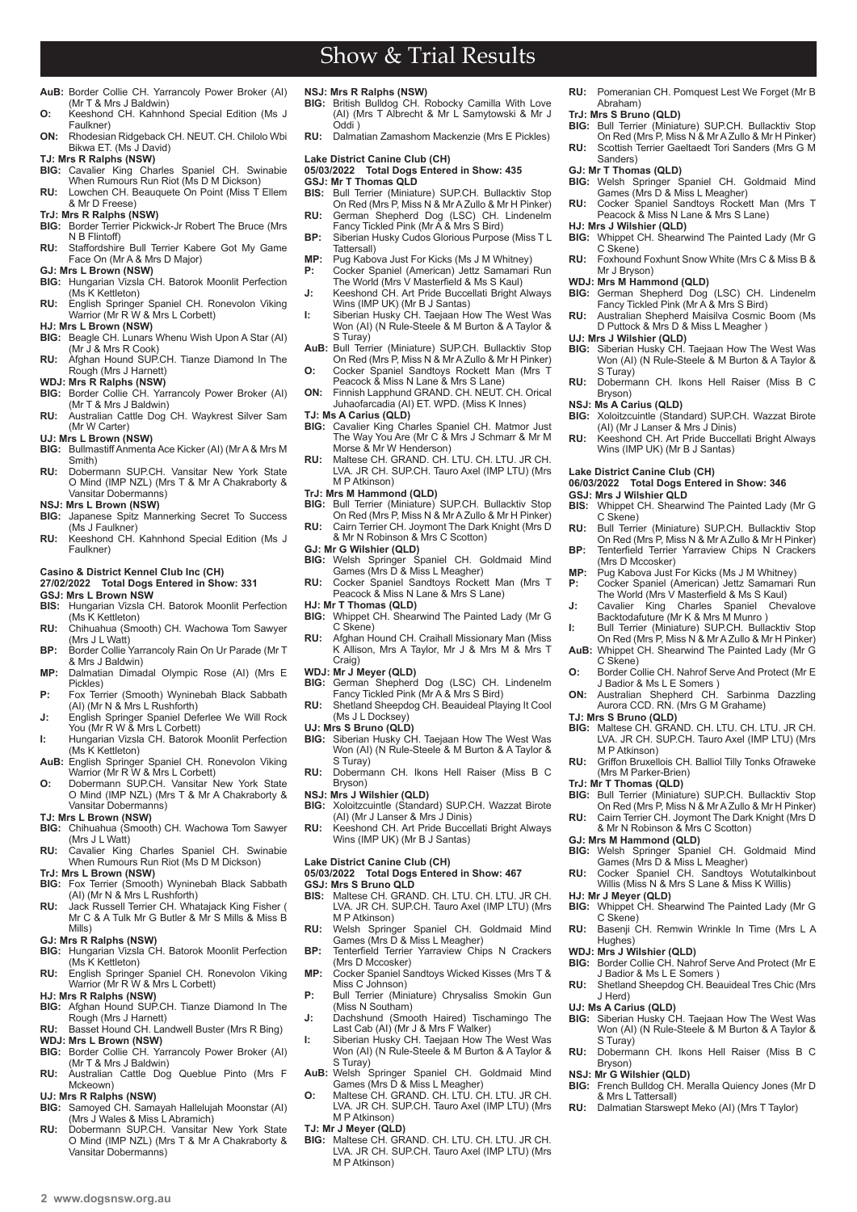# Show & Trial Results

**AuB:** Border Collie CH. Yarrancoly Power Broker (AI) (Mr T & Mrs J Baldwin)
**O:** Keeshond CH. Kahnhond Special Edition (Ms J Faulkner)
**ON:** Rhodesian Ridgeback CH. NEUT. CH. Chilolo Wbi Bikwa ET. (Ms J David)

**TJ: Mrs R Ralphs (NSW)**
**BIG:** Cavalier King Charles Spaniel CH. Swinabie When Rumours Run Riot (Ms D M Dickson)
**RU:** Lowchen CH. Beauquete On Point (Miss T Ellem & Mr D Freese)

**TrJ: Mrs R Ralphs (NSW)**
**BIG:** Border Terrier Pickwick-Jr Robert The Bruce (Mrs N B Flintoff)
**RU:** Staffordshire Bull Terrier Kabere Got My Game Face On (Mr A & Mrs D Major)

**GJ: Mrs L Brown (NSW)**
**BIG:** Hungarian Vizsla CH. Batorok Moonlit Perfection (Ms K Kettleton)
**RU:** English Springer Spaniel CH. Ronevolon Viking Warrior (Mr R W & Mrs L Corbett)

**HJ: Mrs L Brown (NSW)**
**BIG:** Beagle CH. Lunars Whenu Wish Upon A Star (AI) (Mr J & Mrs R Cook)
**RU:** Afghan Hound SUP.CH. Tianze Diamond In The Rough (Mrs J Harnett)

**WDJ: Mrs R Ralphs (NSW)**
**BIG:** Border Collie CH. Yarrancoly Power Broker (AI) (Mr T & Mrs J Baldwin)
**RU:** Australian Cattle Dog CH. Waykrest Silver Sam (Mr W Carter)

**UJ: Mrs L Brown (NSW)**
**BIG:** Bullmastiff Anmenta Ace Kicker (AI) (Mr A & Mrs M Smith)
**RU:** Dobermann SUP.CH. Vansitar New York State O Mind (IMP NZL) (Mrs T & Mr A Chakraborty & Vansitar Dobermanns)

**NSJ: Mrs L Brown (NSW)**
**BIG:** Japanese Spitz Mannerking Secret To Success (Ms J Faulkner)
**RU:** Keeshond CH. Kahnhond Special Edition (Ms J Faulkner)

## Casino & District Kennel Club Inc (CH)
### 27/02/2022 Total Dogs Entered in Show: 331
**GSJ: Mrs L Brown NSW**
**BIS:** Hungarian Vizsla CH. Batorok Moonlit Perfection (Ms K Kettleton)
**RU:** Chihuahua (Smooth) CH. Wachowa Tom Sawyer (Mrs J L Watt)
**BP:** Border Collie Yarrancoly Rain On Ur Parade (Mr T & Mrs J Baldwin)
**MP:** Dalmatian Dimadal Olympic Rose (AI) (Mrs E Pickles)
**P:** Fox Terrier (Smooth) Wyninebah Black Sabbath (AI) (Mr N & Mrs L Rushforth)
**J:** English Springer Spaniel Deferlee We Will Rock You (Mr R W & Mrs L Corbett)
**I:** Hungarian Vizsla CH. Batorok Moonlit Perfection (Ms K Kettleton)
**AuB:** English Springer Spaniel CH. Ronevolon Viking Warrior (Mr R W & Mrs L Corbett)
**O:** Dobermann SUP.CH. Vansitar New York State O Mind (IMP NZL) (Mrs T & Mr A Chakraborty & Vansitar Dobermanns)

**TJ: Mrs L Brown (NSW)**
**BIG:** Chihuahua (Smooth) CH. Wachowa Tom Sawyer (Mrs J L Watt)
**RU:** Cavalier King Charles Spaniel CH. Swinabie When Rumours Run Riot (Ms D M Dickson)

**TrJ: Mrs L Brown (NSW)**
**BIG:** Fox Terrier (Smooth) Wyninebah Black Sabbath (AI) (Mr N & Mrs L Rushforth)
**RU:** Jack Russell Terrier CH. Whatajack King Fisher ( Mr C & A Tulk Mr G Butler & Mr S Mills & Miss B Mills)

**GJ: Mrs R Ralphs (NSW)**
**BIG:** Hungarian Vizsla CH. Batorok Moonlit Perfection (Ms K Kettleton)
**RU:** English Springer Spaniel CH. Ronevolon Viking Warrior (Mr R W & Mrs L Corbett)

**HJ: Mrs R Ralphs (NSW)**
**BIG:** Afghan Hound SUP.CH. Tianze Diamond In The Rough (Mrs J Harnett)
**RU:** Basset Hound CH. Landwell Buster (Mrs R Bing)

**WDJ: Mrs L Brown (NSW)**
**BIG:** Border Collie CH. Yarrancoly Power Broker (AI) (Mr T & Mrs J Baldwin)
**RU:** Australian Cattle Dog Queblue Pinto (Mrs F Mckeown)

**UJ: Mrs R Ralphs (NSW)**
**BIG:** Samoyed CH. Samayah Hallelujah Moonstar (AI) (Mrs J Wales & Miss L Abramich)
**RU:** Dobermann SUP.CH. Vansitar New York State O Mind (IMP NZL) (Mrs T & Mr A Chakraborty & Vansitar Dobermanns)

**NSJ: Mrs R Ralphs (NSW)**
**BIG:** British Bulldog CH. Robocky Camilla With Love (AI) (Mrs T Albrecht & Mr L Samytowski & Mr J Oddi )
**RU:** Dalmatian Zamashom Mackenzie (Mrs E Pickles)

## Lake District Canine Club (CH)
### 05/03/2022 Total Dogs Entered in Show: 435
**GSJ: Mr T Thomas QLD**
**BIS:** Bull Terrier (Miniature) SUP.CH. Bullacktiv Stop On Red (Mrs P, Miss N & Mr A Zullo & Mr H Pinker)
**RU:** German Shepherd Dog (LSC) CH. Lindenelm Fancy Tickled Pink (Mr A & Mrs S Bird)
**BP:** Siberian Husky Cudos Glorious Purpose (Miss T L Tattersall)
**MP:** Pug Kabova Just For Kicks (Ms J M Whitney)
**P:** Cocker Spaniel (American) Jettz Samamari Run The World (Mrs V Masterfield & Ms S Kaul)
**J:** Keeshond CH. Art Pride Buccellati Bright Always Wins (IMP UK) (Mr B J Santas)
**I:** Siberian Husky CH. Taejaan How The West Was Won (AI) (N Rule-Steele & M Burton & A Taylor & S Turay)
**AuB:** Bull Terrier (Miniature) SUP.CH. Bullacktiv Stop On Red (Mrs P, Miss N & Mr A Zullo & Mr H Pinker)
**O:** Cocker Spaniel Sandtoys Rockett Man (Mrs T Peacock & Miss N Lane & Mrs S Lane)
**ON:** Finnish Lapphund GRAND. CH. NEUT. CH. Orical Juhaofarcadia (AI) ET. WPD. (Miss K Innes)

**TJ: Ms A Carius (QLD)**
**BIG:** Cavalier King Charles Spaniel CH. Matmor Just The Way You Are (Mr C & Mrs J Schmarr & Mr M Morse & Mr W Henderson)
**RU:** Maltese CH. GRAND. CH. LTU. CH. LTU. JR CH. LVA. JR CH. SUP.CH. Tauro Axel (IMP LTU) (Mrs M P Atkinson)

**TrJ: Mrs M Hammond (QLD)**
**BIG:** Bull Terrier (Miniature) SUP.CH. Bullacktiv Stop On Red (Mrs P, Miss N & Mr A Zullo & Mr H Pinker)
**RU:** Cairn Terrier CH. Joymont The Dark Knight (Mrs D & Mr N Robinson & Mrs C Scotton)

**GJ: Mr G Wilshier (QLD)**
**BIG:** Welsh Springer Spaniel CH. Goldmaid Mind Games (Mrs D & Miss L Meagher)
**RU:** Cocker Spaniel Sandtoys Rockett Man (Mrs T Peacock & Miss N Lane & Mrs S Lane)

**HJ: Mr T Thomas (QLD)**
**BIG:** Whippet CH. Shearwind The Painted Lady (Mr G C Skene)
**RU:** Afghan Hound CH. Craihall Missionary Man (Miss K Allison, Mrs A Taylor, Mr J & Mrs M & Mrs T Craig)

**WDJ: Mr J Meyer (QLD)**
**BIG:** German Shepherd Dog (LSC) CH. Lindenelm Fancy Tickled Pink (Mr A & Mrs S Bird)
**RU:** Shetland Sheepdog CH. Beauideal Playing It Cool (Ms J L Docksey)

**UJ: Mrs S Bruno (QLD)**
**BIG:** Siberian Husky CH. Taejaan How The West Was Won (AI) (N Rule-Steele & M Burton & A Taylor & S Turay)
**RU:** Dobermann CH. Ikons Hell Raiser (Miss B C Bryson)

**NSJ: Mrs J Wilshier (QLD)**
**BIG:** Xoloitzcuintle (Standard) SUP.CH. Wazzat Birote (AI) (Mr J Lanser & Mrs J Dinis)
**RU:** Keeshond CH. Art Pride Buccellati Bright Always Wins (IMP UK) (Mr B J Santas)

## Lake District Canine Club (CH)
### 05/03/2022 Total Dogs Entered in Show: 467
**GSJ: Mrs S Bruno QLD**
**BIS:** Maltese CH. GRAND. CH. LTU. CH. LTU. JR CH. LVA. JR CH. SUP.CH. Tauro Axel (IMP LTU) (Mrs M P Atkinson)
**RU:** Welsh Springer Spaniel CH. Goldmaid Mind Games (Mrs D & Miss L Meagher)
**BP:** Tenterfield Terrier Yarraview Chips N Crackers (Mrs D Mccosker)
**MP:** Cocker Spaniel Sandtoys Wicked Kisses (Mrs T & Miss C Johnson)
**P:** Bull Terrier (Miniature) Chrysaliss Smokin Gun (Miss N Southam)
**J:** Dachshund (Smooth Haired) Tischamingo The Last Cab (AI) (Mr J & Mrs F Walker)
**I:** Siberian Husky CH. Taejaan How The West Was Won (AI) (N Rule-Steele & M Burton & A Taylor & S Turay)
**AuB:** Welsh Springer Spaniel CH. Goldmaid Mind Games (Mrs D & Miss L Meagher)
**O:** Maltese CH. GRAND. CH. LTU. CH. LTU. JR CH. LVA. JR CH. SUP.CH. Tauro Axel (IMP LTU) (Mrs M P Atkinson)

**TJ: Mr J Meyer (QLD)**
**BIG:** Maltese CH. GRAND. CH. LTU. CH. LTU. JR CH. LVA. JR CH. SUP.CH. Tauro Axel (IMP LTU) (Mrs M P Atkinson)
**RU:** Pomeranian CH. Pomquest Lest We Forget (Mr B Abraham)

**TrJ: Mrs S Bruno (QLD)**
**BIG:** Bull Terrier (Miniature) SUP.CH. Bullacktiv Stop On Red (Mrs P, Miss N & Mr A Zullo & Mr H Pinker)
**RU:** Scottish Terrier Gaeltaedt Tori Sanders (Mrs G M Sanders)

**GJ: Mr T Thomas (QLD)**
**BIG:** Welsh Springer Spaniel CH. Goldmaid Mind Games (Mrs D & Miss L Meagher)
**RU:** Cocker Spaniel Sandtoys Rockett Man (Mrs T Peacock & Miss N Lane & Mrs S Lane)

**HJ: Mrs J Wilshier (QLD)**
**BIG:** Whippet CH. Shearwind The Painted Lady (Mr G C Skene)
**RU:** Foxhound Foxhunt Snow White (Mrs C & Miss B & Mr J Bryson)

**WDJ: Mrs M Hammond (QLD)**
**BIG:** German Shepherd Dog (LSC) CH. Lindenelm Fancy Tickled Pink (Mr A & Mrs S Bird)
**RU:** Australian Shepherd Maisilva Cosmic Boom (Ms D Puttock & Mrs D & Miss L Meagher )

**UJ: Mrs J Wilshier (QLD)**
**BIG:** Siberian Husky CH. Taejaan How The West Was Won (AI) (N Rule-Steele & M Burton & A Taylor & S Turay)
**RU:** Dobermann CH. Ikons Hell Raiser (Miss B C Bryson)

**NSJ: Ms A Carius (QLD)**
**BIG:** Xoloitzcuintle (Standard) SUP.CH. Wazzat Birote (AI) (Mr J Lanser & Mrs J Dinis)
**RU:** Keeshond CH. Art Pride Buccellati Bright Always Wins (IMP UK) (Mr B J Santas)

## Lake District Canine Club (CH)
### 06/03/2022 Total Dogs Entered in Show: 346
**GSJ: Mrs J Wilshier QLD**
**BIS:** Whippet CH. Shearwind The Painted Lady (Mr G C Skene)
**RU:** Bull Terrier (Miniature) SUP.CH. Bullacktiv Stop On Red (Mrs P, Miss N & Mr A Zullo & Mr H Pinker)
**BP:** Tenterfield Terrier Yarraview Chips N Crackers (Mrs D Mccosker)
**MP:** Pug Kabova Just For Kicks (Ms J M Whitney)
**P:** Cocker Spaniel (American) Jettz Samamari Run The World (Mrs V Masterfield & Ms S Kaul)
**J:** Cavalier King Charles Spaniel Chevalove Backtodafuture (Mr K & Mrs M Munro )
**I:** Bull Terrier (Miniature) SUP.CH. Bullacktiv Stop On Red (Mrs P, Miss N & Mr A Zullo & Mr H Pinker)
**AuB:** Whippet CH. Shearwind The Painted Lady (Mr G C Skene)
**O:** Border Collie CH. Nahrof Serve And Protect (Mr E J Badior & Ms L E Somers )
**ON:** Australian Shepherd CH. Sarbinma Dazzling Aurora CCD. RN. (Mrs G M Grahame)

**TJ: Mrs S Bruno (QLD)**
**BIG:** Maltese CH. GRAND. CH. LTU. CH. LTU. JR CH. LVA. JR CH. SUP.CH. Tauro Axel (IMP LTU) (Mrs M P Atkinson)
**RU:** Griffon Bruxellois CH. Balliol Tilly Tonks Ofraweke (Mrs M Parker-Brien)

**TrJ: Mr T Thomas (QLD)**
**BIG:** Bull Terrier (Miniature) SUP.CH. Bullacktiv Stop On Red (Mrs P, Miss N & Mr A Zullo & Mr H Pinker)
**RU:** Cairn Terrier CH. Joymont The Dark Knight (Mrs D & Mr N Robinson & Mrs C Scotton)

**GJ: Mrs M Hammond (QLD)**
**BIG:** Welsh Springer Spaniel CH. Goldmaid Mind Games (Mrs D & Miss L Meagher)
**RU:** Cocker Spaniel CH. Sandtoys Wotutalkinbout Willis (Miss N & Mrs S Lane & Miss K Willis)

**HJ: Mr J Meyer (QLD)**
**BIG:** Whippet CH. Shearwind The Painted Lady (Mr G C Skene)
**RU:** Basenji CH. Remwin Wrinkle In Time (Mrs L A Hughes)

**WDJ: Mrs J Wilshier (QLD)**
**BIG:** Border Collie CH. Nahrof Serve And Protect (Mr E J Badior & Ms L E Somers )
**RU:** Shetland Sheepdog CH. Beauideal Tres Chic (Mrs J Herd)

**UJ: Ms A Carius (QLD)**
**BIG:** Siberian Husky CH. Taejaan How The West Was Won (AI) (N Rule-Steele & M Burton & A Taylor & S Turay)
**RU:** Dobermann CH. Ikons Hell Raiser (Miss B C Bryson)

**NSJ: Mr G Wilshier (QLD)**
**BIG:** French Bulldog CH. Meralla Quiency Jones (Mr D & Mrs L Tattersall)
**RU:** Dalmatian Starswept Meko (AI) (Mrs T Taylor)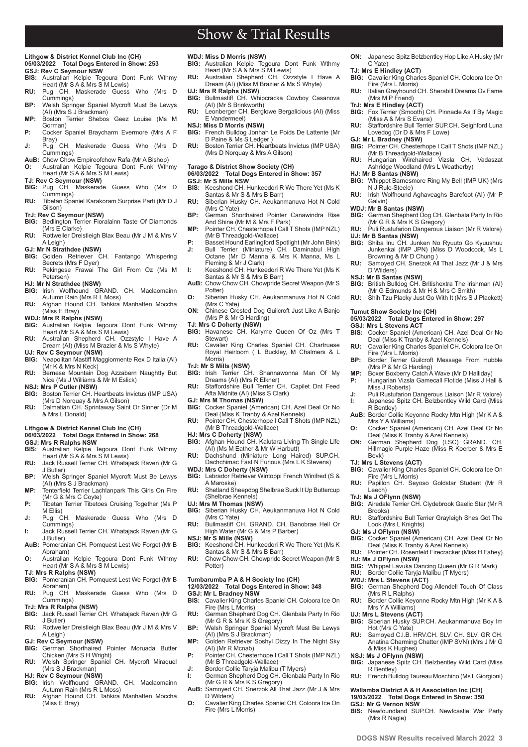# Show & Trial Results

## Lithgow & District Kennel Club Inc (CH)
**05/03/2022 Total Dogs Entered in Show: 253**

**GSJ: Rev C Seymour NSW**
- **BIS:** Australian Kelpie Tegoura Dont Funk Wthmy Heart (Mr S A & Mrs S M Lewis)
- **RU:** Pug CH. Maskerade Guess Who (Mrs D Cummings)
- **BP:** Welsh Springer Spaniel Mycroft Must Be Lewys (AI) (Mrs S J Brackman)
- **MP:** Boston Terrier Shebos Geez Louise (Ms M Gorman)
- **P:** Cocker Spaniel Braycharm Evermore (Mrs A F Bray)
- **J:** Pug CH. Maskerade Guess Who (Mrs D Cummings)
- **AuB:** Chow Chow Empireofchow Rafa (Mr A Bishop)
- **O:** Australian Kelpie Tegoura Dont Funk Wthmy Heart (Mr S A & Mrs S M Lewis)

**TJ: Rev C Seymour (NSW)**
- **BIG:** Pug CH. Maskerade Guess Who (Mrs D Cummings)
- **RU:** Tibetan Spaniel Karakoram Surprise Parti (Mr D J Gilson)

**TrJ: Rev C Seymour (NSW)**
- **BIG:** Bedlington Terrier Fioralainn Taste Of Diamonds (Mrs E Clarke)
- **RU:** Rottweiler Dreistleigh Blax Beau (Mr J M & Mrs V A Leigh)

**GJ: Mr N Strathdee (NSW)**
- **BIG:** Golden Retriever CH. Fantango Whispering Secrets (Mrs F Dyer)
- **RU:** Pekingese Frawai The Girl From Oz (Ms M Petersen)

**HJ: Mr N Strathdee (NSW)**
- **BIG:** Irish Wolfhound GRAND. CH. Maclaomainn Autumn Rain (Mrs R L Moss)
- **RU:** Afghan Hound CH. Tahkira Manhatten Moccha (Miss E Bray)

**WDJ: Mrs R Ralphs (NSW)**
- **BIG:** Australian Kelpie Tegoura Dont Funk Wthmy Heart (Mr S A & Mrs S M Lewis)
- **RU:** Australian Shepherd CH. Ozzstyle I Have A Dream (AI) (Miss M Brazier & Ms S Whyte)

**UJ: Rev C Seymour (NSW)**
- **BIG:** Neapolitan Mastiff Maggiormente Rex D Italia (AI) (Mr K & Mrs N Keck)
- **RU:** Bernese Mountain Dog Azzabern Naughtty But Nice (Ms J Williams & Mr M Eslick)

**NSJ: Mrs P Cutler (NSW)**
- **BIG:** Boston Terrier CH. Heartbeats Invictus (IMP USA) (Mrs D Norquay & Mrs A Gilson)
- **RU:** Dalmatian CH. Sprintaway Saint Or Sinner (Dr M & Mrs L Donald)

## Lithgow & District Kennel Club Inc (CH)
**06/03/2022 Total Dogs Entered in Show: 268**

**GSJ: Mrs R Ralphs NSW**
- **BIS:** Australian Kelpie Tegoura Dont Funk Wthmy Heart (Mr S A & Mrs S M Lewis)
- **RU:** Jack Russell Terrier CH. Whatajack Raven (Mr G J Butler)
- **BP:** Welsh Springer Spaniel Mycroft Must Be Lewys (AI) (Mrs S J Brackman)
- **MP:** Tenterfield Terrier Lachlanpark This Girls On Fire (Mr G & Mrs C Coyte)
- **P:** Tibetan Terrier Tibetoes Cruising Together (Ms P M Ellis)
- **J:** Pug CH. Maskerade Guess Who (Mrs D Cummings)
- **I:** Jack Russell Terrier CH. Whatajack Raven (Mr G J Butler)
- **AuB:** Pomeranian CH. Pomquest Lest We Forget (Mr B Abraham)
- **O:** Australian Kelpie Tegoura Dont Funk Wthmy Heart (Mr S A & Mrs S M Lewis)

**TJ: Mrs R Ralphs (NSW)**
- **BIG:** Pomeranian CH. Pomquest Lest We Forget (Mr B Abraham)
- **RU:** Pug CH. Maskerade Guess Who (Mrs D Cummings)

**TrJ: Mrs R Ralphs (NSW)**
- **BIG:** Jack Russell Terrier CH. Whatajack Raven (Mr G J Butler)
- **RU:** Rottweiler Dreistleigh Blax Beau (Mr J M & Mrs V A Leigh)

**GJ: Rev C Seymour (NSW)**
- **BIG:** German Shorthaired Pointer Moruada Butter Chicken (Mrs S H Wright)
- **RU:** Welsh Springer Spaniel CH. Mycroft Miraquel (Mrs S J Brackman)

**HJ: Rev C Seymour (NSW)**
- **BIG:** Irish Wolfhound GRAND. CH. Maclaomainn Autumn Rain (Mrs R L Moss)
- **RU:** Afghan Hound CH. Tahkira Manhatten Moccha (Miss E Bray)

**WDJ: Miss D Morris (NSW)**
- **BIG:** Australian Kelpie Tegoura Dont Funk Wthmy Heart (Mr S A & Mrs S M Lewis)
- **RU:** Australian Shepherd CH. Ozzstyle I Have A Dream (AI) (Miss M Brazier & Ms S Whyte)

**UJ: Mrs R Ralphs (NSW)**
- **BIG:** Bullmastiff CH. Whipcracka Cowboy Casanova (AI) (Mr S Brinkworth)
- **RU:** Leonberger CH. Berglowe Bergalicious (AI) (Miss E Vandermeel)

**NSJ: Miss D Morris (NSW)**
- **BIG:** French Bulldog Jonhah Le Poids De Lattente (Mr D Paine & Ms S Ledger )
- **RU:** Boston Terrier CH. Heartbeats Invictus (IMP USA) (Mrs D Norquay & Mrs A Gilson)

## Tarago & District Show Society (CH)
**06/03/2022 Total Dogs Entered in Show: 357**

**GSJ: Mr S Mills NSW**
- **BIS:** Keeshond CH. Hunkeedori R We There Yet (Ms K Santas & Mr S & Mrs B Barr)
- **RU:** Siberian Husky CH. Aeukanmanuva Hot N Cold (Mrs C Yate)
- **BP:** German Shorthaired Pointer Canawindra Rise And Shine (Mr M & Mrs F Park)
- **MP:** Pointer CH. Chesterhope I Call T Shots (IMP NZL) (Mr B Threadgold-Wallace)
- **P:** Basset Hound Earlingford Spotlight (Mr John Bink)
- **J:** Bull Terrier (Miniature) CH. Daminabul High Octane (Mr D Manna & Mrs K Manna, Ms L Fleming & Mr J Clark)
- **I:** Keeshond CH. Hunkeedori R We There Yet (Ms K Santas & Mr S & Mrs B Barr)
- **AuB:** Chow Chow CH. Chowpride Secret Weapon (Mr S Potter)
- **O:** Siberian Husky CH. Aeukanmanuva Hot N Cold (Mrs C Yate)
- **ON:** Chinese Crested Dog Guilcroft Just Like A Banjo (Mrs P & Mr G Harding)

**TJ: Mrs C Doherty (NSW)**
- **BIG:** Havanese CH. Karyme Queen Of Oz (Mrs T Stewart)
- **RU:** Cavalier King Charles Spaniel CH. Chartruese Royal Heirloom ( L Buckley, M Chalmers & L Morris)

**TrJ: Mr S Mills (NSW)**
- **BIG:** Irish Terrier CH. Shannawonna Man Of My Dreams (AI) (Mrs R Elkner)
- **RU:** Staffordshire Bull Terrier CH. Capilet Dnt Feed Afta Midnite (AI) (Miss S Clark)

**GJ: Mrs M Thomas (NSW)**
- **BIG:** Cocker Spaniel (American) CH. Azel Deal Or No Deal (Miss K Tranby & Azel Kennels)
- **RU:** Pointer CH. Chesterhope I Call T Shots (IMP NZL) (Mr B Threadgold-Wallace)

**HJ: Mrs C Doherty (NSW)**
- **BIG:** Afghan Hound CH. Kalutara Living Th Single Life (AI) (Ms M Eather & Mr W Harbutt)
- **RU:** Dachshund (Miniature Long Haired) SUP.CH. Dachchimac Fast N Furious (Mrs L K Stevens)

**WDJ: Mrs C Doherty (NSW)**
- **BIG:** Labrador Retriever Wintoppi French Winifred (S & A Maroske)
- **RU:** Shetland Sheepdog Shelbrae Suck It Up Buttercup (Shelbrae Kennels)

**UJ: Mrs M Thomas (NSW)**
- **BIG:** Siberian Husky CH. Aeukanmanuva Hot N Cold (Mrs C Yate)
- **RU:** Bullmastiff CH. GRAND. CH. Banobrae Hell Or High Water (Mr G & Mrs P Barber)

**NSJ: Mr S Mills (NSW)**
- **BIG:** Keeshond CH. Hunkeedori R We There Yet (Ms K Santas & Mr S & Mrs B Barr)
- **RU:** Chow Chow CH. Chowpride Secret Weapon (Mr S Potter)

## Tumbarumba P A & H Society Inc (CH)
**12/03/2022 Total Dogs Entered in Show: 348**

**GSJ: Mr L Bradney NSW**
- **BIS:** Cavalier King Charles Spaniel CH. Coloora Ice On Fire (Mrs L Morris)
- **RU:** German Shepherd Dog CH. Glenbala Party In Rio (Mr G R & Mrs K S Gregory)
- **BP:** Welsh Springer Spaniel Mycroft Must Be Lewys (AI) (Mrs S J Brackman)
- **MP:** Golden Retriever Soshyl Dizzy In The Night Sky (AI) (Mr R Mcnab)
- **P:** Pointer CH. Chesterhope I Call T Shots (IMP NZL) (Mr B Threadgold-Wallace)
- **J:** Border Collie Taryja Malibu (T Myers)
- **I:** German Shepherd Dog CH. Glenbala Party In Rio (Mr G R & Mrs K S Gregory)
- **AuB:** Samoyed CH. Snerzok All That Jazz (Mr J & Mrs D Wilders)
- **O:** Cavalier King Charles Spaniel CH. Coloora Ice On Fire (Mrs L Morris)
- **ON:** Japanese Spitz Belzbentley Hop Like A Husky (Mr C Yate)

**TJ: Mrs E Hindley (ACT)**
- **BIG:** Cavalier King Charles Spaniel CH. Coloora Ice On Fire (Mrs L Morris)
- **RU:** Italian Greyhound CH. Sherabill Dreams Ov Fame (Mrs M P Friend)

**TrJ: Mrs E Hindley (ACT)**
- **BIG:** Fox Terrier (Smooth) CH. Pinnacle As If By Magic (Miss A & Mrs S Evans)
- **RU:** Staffordshire Bull Terrier SUP.CH. Seighford Luna Lovedog (Dr D & Mrs F Lowe)

**GJ: Mr L Bradney (NSW)**
- **BIG:** Pointer CH. Chesterhope I Call T Shots (IMP NZL) (Mr B Threadgold-Wallace)
- **RU:** Hungarian Wirehaired Vizsla CH. Vadaszat Ashridge Woodland (Mrs L Weatherby)

**HJ: Mr B Santas (NSW)**
- **BIG:** Whippet Barnesmore Ring My Bell (IMP UK) (Mrs N J Rule-Steele)
- **RU:** Irish Wolfhound Aghaveaghs Barefoot (AI) (Mr P Galvin)

**WDJ: Mr B Santas (NSW)**
- **BIG:** German Shepherd Dog CH. Glenbala Party In Rio (Mr G R & Mrs K S Gregory)
- **RU:** Puli Rustufarion Dangerous Liaison (Mr R Valore)

**UJ: Mr B Santas (NSW)**
- **BIG:** Shiba Inu CH. Junken No Ryuuto Go Kyuushuu Junkenkai (IMP JPN) (Miss D Woodcock, Ms L Browning & Mr D Chung )
- **RU:** Samoyed CH. Snerzok All That Jazz (Mr J & Mrs D Wilders)

**NSJ: Mr B Santas (NSW)**
- **BIG:** British Bulldog CH. Britishextra The Irishman (AI) (Mr G Edmunds & Mr H & Mrs C Smith)
- **RU:** Shih Tzu Placky Just Go With It (Mrs S J Plackett)

## Tumut Show Society Inc (CH)
**05/03/2022 Total Dogs Entered in Show: 297**

**GSJ: Mrs L Stevens ACT**
- **BIS:** Cocker Spaniel (American) CH. Azel Deal Or No Deal (Miss K Tranby & Azel Kennels)
- **RU:** Cavalier King Charles Spaniel CH. Coloora Ice On Fire (Mrs L Morris)
- **BP:** Border Terrier Guilcroft Message From Hubble (Mrs P & Mr G Harding)
- **MP:** Boxer Boxberry Catch A Wave (Mr D Halliday)
- **P:** Hungarian Vizsla Gamecall Flotide (Miss J Hall & Miss J Roberts)
- **J:** Puli Rustufarion Dangerous Liaison (Mr R Valore)
- **I:** Japanese Spitz CH. Belzbentley Wild Card (Miss R Bentley)
- **AuB:** Border Collie Keyonne Rocky Mtn High (Mr K A & Mrs Y A Williams)
- **O:** Cocker Spaniel (American) CH. Azel Deal Or No Deal (Miss K Tranby & Azel Kennels)
- **ON:** German Shepherd Dog (LSC) GRAND. CH. Hillmagic Purple Haze (Miss R Koerber & Mrs E Bevk)

**TJ: Mrs L Stevens (ACT)**
- **BIG:** Cavalier King Charles Spaniel CH. Coloora Ice On Fire (Mrs L Morris)
- **RU:** Papillon CH. Seyoso Goldstar Student (Mr R Leech)

**TrJ: Ms J OFlynn (NSW)**
- **BIG:** Airedale Terrier CH. Clydebrook Gaelic Star (Mr R Brooks)
- **RU:** Staffordshire Bull Terrier Grayleigh Shes Got The Look (Mrs L Knights)

**GJ: Ms J OFlynn (NSW)**
- **BIG:** Cocker Spaniel (American) CH. Azel Deal Or No Deal (Miss K Tranby & Azel Kennels)
- **RU:** Pointer CH. Rosenfeld Firecracker (Miss H Fahey)

**HJ: Ms J OFlynn (NSW)**
- **BIG:** Whippet Lavuka Dancing Queen (Mr G R Mark)
- **RU:** Border Collie Taryja Malibu (T Myers)

**WDJ: Mrs L Stevens (ACT)**
- **BIG:** German Shepherd Dog Allendell Touch Of Class (Mrs R L Ralphs)
- **RU:** Border Collie Keyonne Rocky Mtn High (Mr K A & Mrs Y A Williams)

**UJ: Mrs L Stevens (ACT)**
- **BIG:** Siberian Husky SUP.CH. Aeukanmanuva Boy Im Hot (Mrs C Yate)
- **RU:** Samoyed C.I.B. HRV.CH. SLV. CH. SLV. GR CH. Anatina Charming Chatter (IMP SVN) (Mrs J Mr G & Miss K Hughes)

**NSJ: Ms J OFlynn (NSW)**
- **BIG:** Japanese Spitz CH. Belzbentley Wild Card (Miss R Bentley)
- **RU:** French Bulldog Taureau Moschino (Ms L Giorgioni)

## Wallamba District A & H Association Inc (CH)
**19/03/2022 Total Dogs Entered in Show: 350**

**GSJ: Mr G Vernon NSW**
- **BIS:** Newfoundland SUP.CH. Newfcastle War Party (Mrs R Nagle)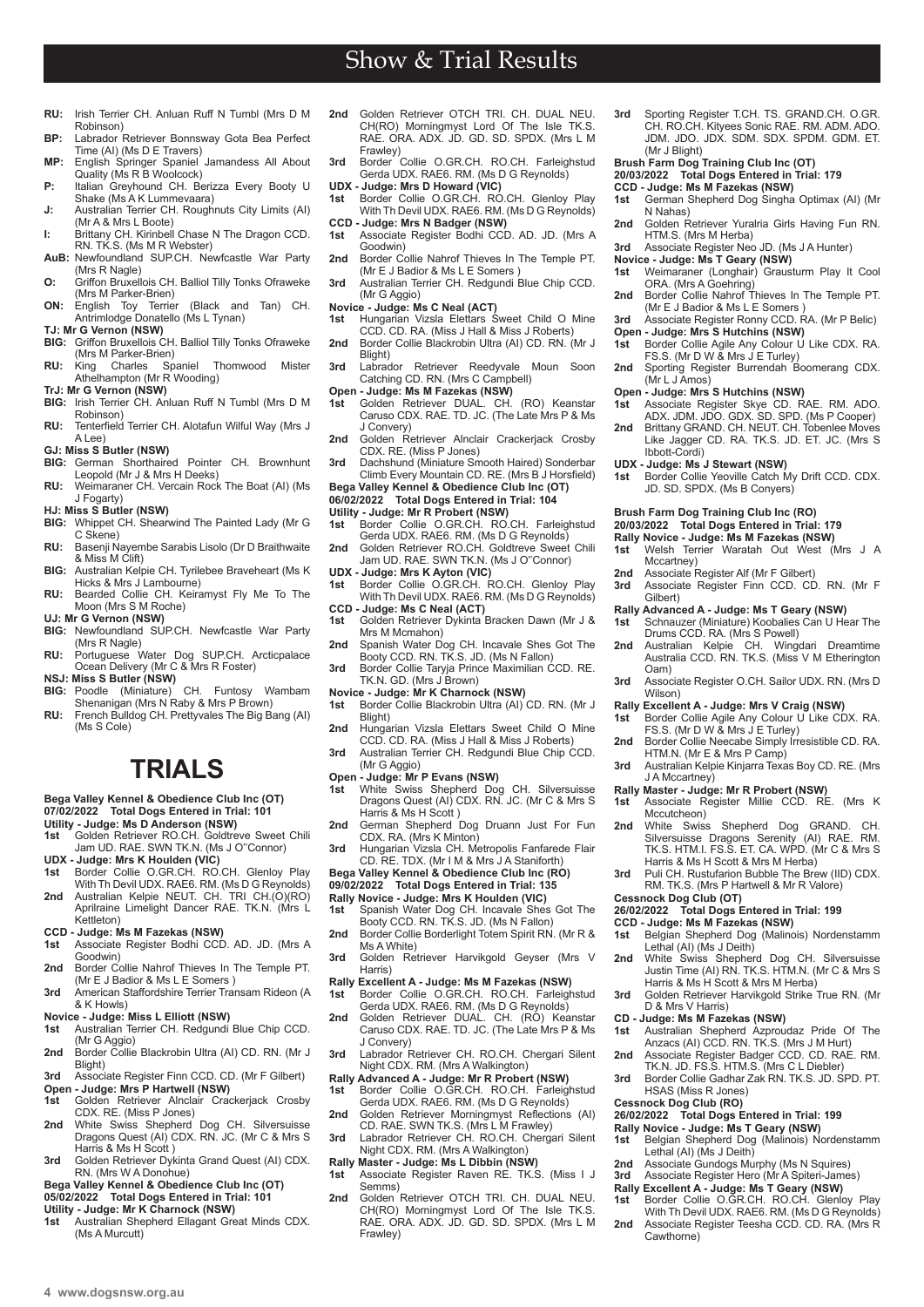**RU:** Irish Terrier CH. Anluan Ruff N Tumbl (Mrs D M Robinson)
**BP:** Labrador Retriever Bonnsway Gota Bea Perfect Time (AI) (Ms D E Travers)
**MP:** English Springer Spaniel Jamandess All About Quality (Ms R B Woolcock)
**P:** Italian Greyhound CH. Berizza Every Booty U Shake (Ms A K Lummevaara)
**J:** Australian Terrier CH. Roughnuts City Limits (AI) (Mr A & Mrs L Boote)
**I:** Brittany CH. Kirinbell Chase N The Dragon CCD. RN. TK.S. (Ms M R Webster)
**AuB:** Newfoundland SUP.CH. Newfcastle War Party (Mrs R Nagle)
**O:** Griffon Bruxellois CH. Balliol Tilly Tonks Ofraweke (Mrs M Parker-Brien)
**ON:** English Toy Terrier (Black and Tan) CH. Antrimlodge Donatello (Ms L Tynan)

**TJ: Mr G Vernon (NSW)**
**BIG:** Griffon Bruxellois CH. Balliol Tilly Tonks Ofraweke (Mrs M Parker-Brien)
**RU:** King Charles Spaniel Thornwood Mister Athelhampton (Mr R Wooding)

**TrJ: Mr G Vernon (NSW)**
**BIG:** Irish Terrier CH. Anluan Ruff N Tumbl (Mrs D M Robinson)
**RU:** Tenterfield Terrier CH. Alotafun Wilful Way (Mrs J A Lee)

**GJ: Miss S Butler (NSW)**
**BIG:** German Shorthaired Pointer CH. Brownhunt Leopold (Mr J & Mrs H Deeks)
**RU:** Weimaraner CH. Vercain Rock The Boat (AI) (Ms J Fogarty)

**HJ: Miss S Butler (NSW)**
**BIG:** Whippet CH. Shearwind The Painted Lady (Mr G C Skene)
**RU:** Basenji Nayembe Sarabis Lisolo (Dr D Braithwaite & Miss M Clift)
**BIG:** Australian Kelpie CH. Tyrilebee Braveheart (Ms K Hicks & Mrs J Lambourne)
**RU:** Bearded Collie CH. Keiramyst Fly Me To The Moon (Mrs S M Roche)

**UJ: Mr G Vernon (NSW)**
**BIG:** Newfoundland SUP.CH. Newfcastle War Party (Mrs R Nagle)
**RU:** Portuguese Water Dog SUP.CH. Arcticpalace Ocean Delivery (Mr C & Mrs R Foster)

**NSJ: Miss S Butler (NSW)**
**BIG:** Poodle (Miniature) CH. Funtosy Wambam Shenanigan (Mrs N Raby & Mrs P Brown)
**RU:** French Bulldog CH. Prettyvales The Big Bang (AI) (Ms S Cole)

# TRIALS

**Bega Valley Kennel & Obedience Club Inc (OT)**
**07/02/2022 Total Dogs Entered in Trial: 101**

**Utility - Judge: Ms D Anderson (NSW)**
**1st** Golden Retriever RO.CH. Goldtreve Sweet Chili Jam UD. RAE. SWN TK.N. (Ms J O''Connor)

**UDX - Judge: Mrs K Houlden (VIC)**
**1st** Border Collie O.GR.CH. RO.CH. Glenloy Play With Th Devil UDX. RAE6. RM. (Ms D G Reynolds)
**2nd** Australian Kelpie NEUT. CH. TRI CH.(O)(RO) Aprilraine Limelight Dancer RAE. TK.N. (Mrs L Kettleton)

**CCD - Judge: Ms M Fazekas (NSW)**
**1st** Associate Register Bodhi CCD. AD. JD. (Mrs A Goodwin)
**2nd** Border Collie Nahrof Thieves In The Temple PT. (Mr E J Badior & Ms L E Somers )
**3rd** American Staffordshire Terrier Transam Rideon (A & K Howls)

**Novice - Judge: Miss L Elliott (NSW)**
**1st** Australian Terrier CH. Redgundi Blue Chip CCD. (Mr G Aggio)
**2nd** Border Collie Blackrobin Ultra (AI) CD. RN. (Mr J Blight)
**3rd** Associate Register Finn CCD. CD. (Mr F Gilbert)

**Open - Judge: Mrs P Hartwell (NSW)**
**1st** Golden Retriever Alnclair Crackerjack Crosby CDX. RE. (Miss P Jones)
**2nd** White Swiss Shepherd Dog CH. Silversuisse Dragons Quest (AI) CDX. RN. JC. (Mr C & Mrs S Harris & Ms H Scott )
**3rd** Golden Retriever Dykinta Grand Quest (AI) CDX. RN. (Mrs W A Donohue)

**Bega Valley Kennel & Obedience Club Inc (OT)**
**05/02/2022 Total Dogs Entered in Trial: 101**

**Utility - Judge: Mr K Charnock (NSW)**
**1st** Australian Shepherd Ellagant Great Minds CDX. (Ms A Murcutt)
**2nd** Golden Retriever OTCH TRI. CH. DUAL NEU. CH(RO) Morningmyst Lord Of The Isle TK.S. RAE. ORA. ADX. JD. GD. SD. SPDX. (Mrs L M Frawley)
**3rd** Border Collie O.GR.CH. RO.CH. Farleighstud Gerda UDX. RAE6. RM. (Ms D G Reynolds)

**UDX - Judge: Mrs D Howard (VIC)**
**1st** Border Collie O.GR.CH. RO.CH. Glenloy Play With Th Devil UDX. RAE6. RM. (Ms D G Reynolds)

**CCD - Judge: Mrs N Badger (NSW)**
**1st** Associate Register Bodhi CCD. AD. JD. (Mrs A Goodwin)
**2nd** Border Collie Nahrof Thieves In The Temple PT. (Mr E J Badior & Ms L E Somers )
**3rd** Australian Terrier CH. Redgundi Blue Chip CCD. (Mr G Aggio)

**Novice - Judge: Ms C Neal (ACT)**
**1st** Hungarian Vizsla Elettars Sweet Child O Mine CCD. CD. RA. (Miss J Hall & Miss J Roberts)
**2nd** Border Collie Blackrobin Ultra (AI) CD. RN. (Mr J Blight)
**3rd** Labrador Retriever Reedyvale Moun Soon Catching CD. RN. (Mrs C Campbell)

**Open - Judge: Ms M Fazekas (NSW)**
**1st** Golden Retriever DUAL. CH. (RO) Keanstar Caruso CDX. RAE. TD. JC. (The Late Mrs P & Ms J Convery)
**2nd** Golden Retriever Alnclair Crackerjack Crosby CDX. RE. (Miss P Jones)
**3rd** Dachshund (Miniature Smooth Haired) Sonderbar Climb Every Mountain CD. RE. (Mrs B J Horsfield)

**Bega Valley Kennel & Obedience Club Inc (OT)**
**06/02/2022 Total Dogs Entered in Trial: 104**

**Utility - Judge: Mr R Probert (NSW)**
**1st** Border Collie O.GR.CH. RO.CH. Farleighstud Gerda UDX. RAE6. RM. (Ms D G Reynolds)
**2nd** Golden Retriever RO.CH. Goldtreve Sweet Chili Jam UD. RAE. SWN TK.N. (Ms J O''Connor)

**UDX - Judge: Mrs K Ayton (VIC)**
**1st** Border Collie O.GR.CH. RO.CH. Glenloy Play With Th Devil UDX. RAE6. RM. (Ms D G Reynolds)

**CCD - Judge: Ms C Neal (ACT)**
**1st** Golden Retriever Dykinta Bracken Dawn (Mr J & Mrs M Mcmahon)
**2nd** Spanish Water Dog CH. Incavale Shes Got The Booty CCD. RN. TK.S. JD. (Ms N Fallon)
**3rd** Border Collie Taryja Prince Maximilian CCD. RE. TK.N. GD. (Mrs J Brown)

**Novice - Judge: Mr K Charnock (NSW)**
**1st** Border Collie Blackrobin Ultra (AI) CD. RN. (Mr J Blight)
**2nd** Hungarian Vizsla Elettars Sweet Child O Mine CCD. CD. RA. (Miss J Hall & Miss J Roberts)
**3rd** Australian Terrier CH. Redgundi Blue Chip CCD. (Mr G Aggio)

**Open - Judge: Mr P Evans (NSW)**
**1st** White Swiss Shepherd Dog CH. Silversuisse Dragons Quest (AI) CDX. RN. JC. (Mr C & Mrs S Harris & Ms H Scott )
**2nd** German Shepherd Dog Druann Just For Fun CDX. RA. (Mrs K Minton)
**3rd** Hungarian Vizsla CH. Metropolis Fanfarede Flair CD. RE. TDX. (Mr I M & Mrs J A Staniforth)

**Bega Valley Kennel & Obedience Club Inc (RO)**
**09/02/2022 Total Dogs Entered in Trial: 135**

**Rally Novice - Judge: Mrs K Houlden (VIC)**
**1st** Spanish Water Dog CH. Incavale Shes Got The Booty CCD. RN. TK.S. JD. (Ms N Fallon)
**2nd** Border Collie Borderlight Totem Spirit RN. (Mr R & Ms A White)
**3rd** Golden Retriever Harvikgold Geyser (Mrs V Harris)

**Rally Excellent A - Judge: Ms M Fazekas (NSW)**
**1st** Border Collie O.GR.CH. RO.CH. Farleighstud Gerda UDX. RAE6. RM. (Ms D G Reynolds)
**2nd** Golden Retriever DUAL. CH. (RO) Keanstar Caruso CDX. RAE. TD. JC. (The Late Mrs P & Ms J Convery)
**3rd** Labrador Retriever CH. RO.CH. Chergari Silent Night CDX. RM. (Mrs A Walkington)

**Rally Advanced A - Judge: Mr R Probert (NSW)**
**1st** Border Collie O.GR.CH. RO.CH. Farleighstud Gerda UDX. RAE6. RM. (Ms D G Reynolds)
**2nd** Golden Retriever Morningmyst Reflections (AI) CD. RAE. SWN TK.S. (Mrs L M Frawley)
**3rd** Labrador Retriever CH. RO.CH. Chergari Silent Night CDX. RM. (Mrs A Walkington)

**Rally Master - Judge: Ms L Dibbin (NSW)**
**1st** Associate Register Raven RE. TK.S. (Miss I J Semms)
**2nd** Golden Retriever OTCH TRI. CH. DUAL NEU. CH(RO) Morningmyst Lord Of The Isle TK.S. RAE. ORA. ADX. JD. GD. SD. SPDX. (Mrs L M Frawley)
**3rd** Sporting Register T.CH. TS. GRAND.CH. O.GR. CH. RO.CH. Kityees Sonic RAE. RM. ADM. ADO. JDM. JDO. JDX. SDM. SDX. SPDM. GDM. ET. (Mr J Blight)

**Brush Farm Dog Training Club Inc (OT)**
**20/03/2022 Total Dogs Entered in Trial: 179**

**CCD - Judge: Ms M Fazekas (NSW)**
**1st** German Shepherd Dog Singha Optimax (AI) (Mr N Nahas)
**2nd** Golden Retriever Yuralria Girls Having Fun RN. HTM.S. (Mrs M Herba)
**3rd** Associate Register Neo JD. (Ms J A Hunter)

**Novice - Judge: Ms T Geary (NSW)**
**1st** Weimaraner (Longhair) Grausturm Play It Cool ORA. (Mrs A Goehring)
**2nd** Border Collie Nahrof Thieves In The Temple PT. (Mr E J Badior & Ms L E Somers )
**3rd** Associate Register Ronny CCD. RA. (Mr P Belic)

**Open - Judge: Mrs S Hutchins (NSW)**
**1st** Border Collie Agile Any Colour U Like CDX. RA. FS.S. (Mr D W & Mrs J E Turley)
**2nd** Sporting Register Burrendah Boomerang CDX. (Mr L J Amos)

**Open - Judge: Mrs S Hutchins (NSW)**
**1st** Associate Register Skye CD. RAE. RM. ADO. ADX. JDM. JDO. GDX. SD. SPD. (Ms P Cooper)
**2nd** Brittany GRAND. CH. NEUT. CH. Tobenlee Moves Like Jagger CD. RA. TK.S. JD. ET. JC. (Mrs S Ibbott-Cordi)

**UDX - Judge: Ms J Stewart (NSW)**
**1st** Border Collie Yeoville Catch My Drift CCD. CDX. JD. SD. SPDX. (Ms B Conyers)

**Brush Farm Dog Training Club Inc (RO)**
**20/03/2022 Total Dogs Entered in Trial: 179**

**Rally Novice - Judge: Ms M Fazekas (NSW)**
**1st** Welsh Terrier Waratah Out West (Mrs J A Mccartney)
**2nd** Associate Register Alf (Mr F Gilbert)
**3rd** Associate Register Finn CCD. CD. RN. (Mr F Gilbert)

**Rally Advanced A - Judge: Ms T Geary (NSW)**
**1st** Schnauzer (Miniature) Koobalies Can U Hear The Drums CCD. RA. (Mrs S Powell)
**2nd** Australian Kelpie CH. Wingdari Dreamtime Australia CCD. RN. TK.S. (Miss V M Etherington Oam)
**3rd** Associate Register O.CH. Sailor UDX. RN. (Mrs D Wilson)

**Rally Excellent A - Judge: Mrs V Craig (NSW)**
**1st** Border Collie Agile Any Colour U Like CDX. RA. FS.S. (Mr D W & Mrs J E Turley)
**2nd** Border Collie Neecabe Simply Irresistible CD. RA. HTM.N. (Mr E & Mrs P Camp)
**3rd** Australian Kelpie Kinjarra Texas Boy CD. RE. (Mrs J A Mccartney)

**Rally Master - Judge: Mr R Probert (NSW)**
**1st** Associate Register Millie CCD. RE. (Mrs K Mccutcheon)
**2nd** White Swiss Shepherd Dog GRAND. CH. Silversuisse Dragons Serenity (AI) RAE. RM. TK.S. HTM.I. FS.S. ET. CA. WPD. (Mr C & Mrs S Harris & Ms H Scott & Mrs M Herba)
**3rd** Puli CH. Rustufarion Bubble The Brew (IID) CDX. RM. TK.S. (Mrs P Hartwell & Mr R Valore)

**Cessnock Dog Club (OT)**
**26/02/2022 Total Dogs Entered in Trial: 199**

**CCD - Judge: Ms M Fazekas (NSW)**
**1st** Belgian Shepherd Dog (Malinois) Nordenstamm Lethal (AI) (Ms J Deith)
**2nd** White Swiss Shepherd Dog CH. Silversuisse Justin Time (AI) RN. TK.S. HTM.N. (Mr C & Mrs S Harris & Ms H Scott & Mrs M Herba)
**3rd** Golden Retriever Harvikgold Strike True RN. (Mr D & Mrs V Harris)

**CD - Judge: Ms M Fazekas (NSW)**
**1st** Australian Shepherd Azproudaz Pride Of The Anzacs (AI) CCD. RN. TK.S. (Mrs J M Hurt)
**2nd** Associate Register Badger CCD. CD. RAE. RM. TK.N. JD. FS.S. HTM.S. (Mrs C L Diebler)
**3rd** Border Collie Gadhar Zak RN. TK.S. JD. SPD. PT. HSAS (Miss R Jones)

**Cessnock Dog Club (RO)**
**26/02/2022 Total Dogs Entered in Trial: 199**

**Rally Novice - Judge: Ms T Geary (NSW)**
**1st** Belgian Shepherd Dog (Malinois) Nordenstamm Lethal (AI) (Ms J Deith)
**2nd** Associate Gundogs Murphy (Ms N Squires)
**3rd** Associate Register Hero (Mr A Spiteri-James)

**Rally Excellent A - Judge: Ms T Geary (NSW)**
**1st** Border Collie O.GR.CH. RO.CH. Glenloy Play With Th Devil UDX. RAE6. RM. (Ms D G Reynolds)
**2nd** Associate Register Teesha CCD. CD. RA. (Mrs R Cawthorne)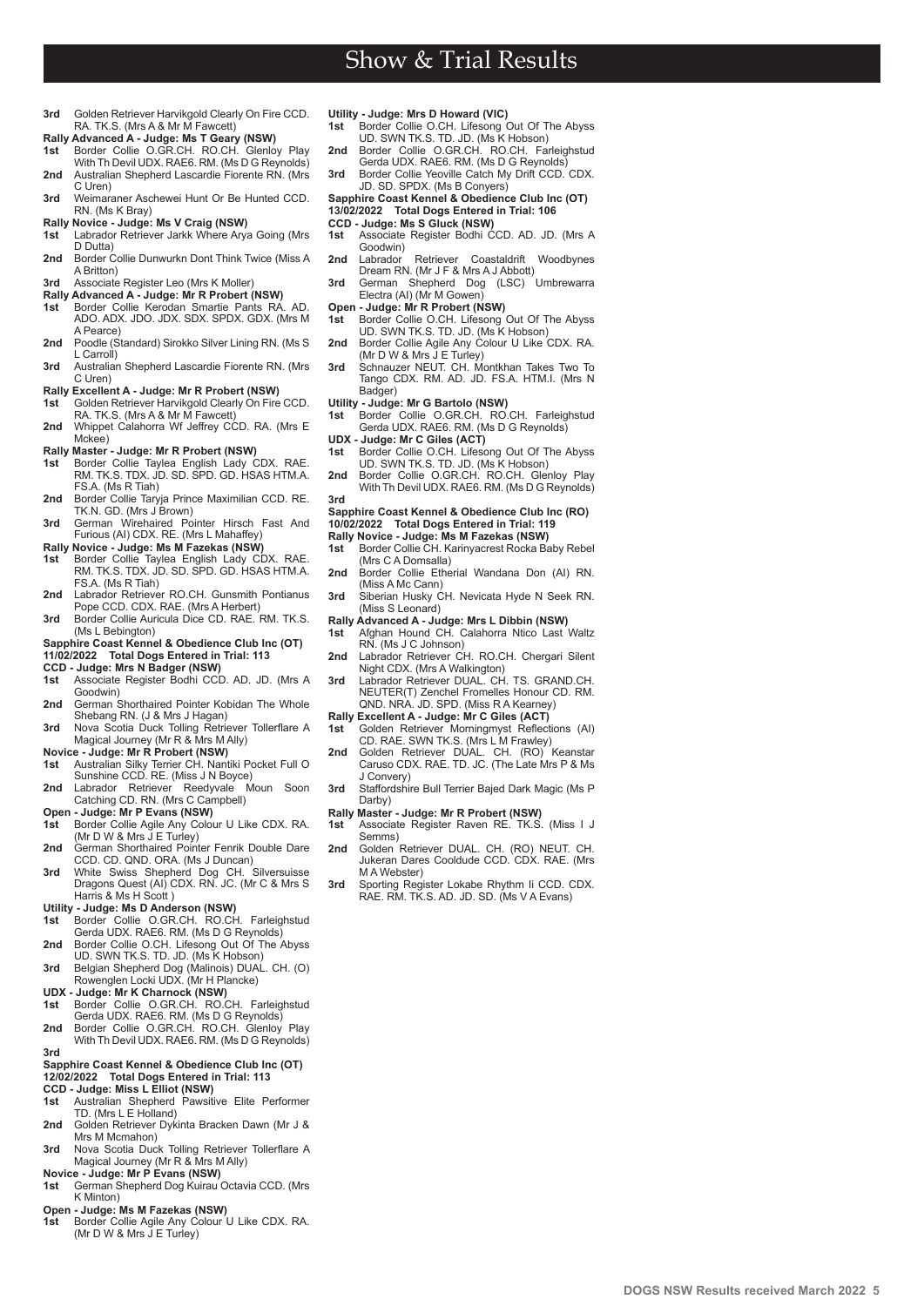# Show & Trial Results

**3rd** Golden Retriever Harvikgold Clearly On Fire CCD. RA. TK.S. (Mrs A & Mr M Fawcett)

**Rally Advanced A - Judge: Ms T Geary (NSW)**

**1st** Border Collie O.GR.CH. RO.CH. Glenloy Play With Th Devil UDX. RAE6. RM. (Ms D G Reynolds)

**2nd** Australian Shepherd Lascardie Fiorente RN. (Mrs C Uren)

**3rd** Weimaraner Aschewei Hunt Or Be Hunted CCD. RN. (Ms K Bray)

**Rally Novice - Judge: Ms V Craig (NSW)**

**1st** Labrador Retriever Jarkk Where Arya Going (Mrs D Dutta)

**2nd** Border Collie Dunwurkn Dont Think Twice (Miss A A Britton)

**3rd** Associate Register Leo (Mrs K Moller)

**Rally Advanced A - Judge: Mr R Probert (NSW)**

**1st** Border Collie Kerodan Smartie Pants RA. AD. ADO. ADX. JDO. JDX. SDX. SPDX. GDX. (Mrs M A Pearce)

**2nd** Poodle (Standard) Sirokko Silver Lining RN. (Ms S L Carroll)

**3rd** Australian Shepherd Lascardie Fiorente RN. (Mrs C Uren)

**Rally Excellent A - Judge: Mr R Probert (NSW)**

**1st** Golden Retriever Harvikgold Clearly On Fire CCD. RA. TK.S. (Mrs A & Mr M Fawcett)

**2nd** Whippet Calahorra Wf Jeffrey CCD. RA. (Mrs E Mckee)

**Rally Master - Judge: Mr R Probert (NSW)**

**1st** Border Collie Taylea English Lady CDX. RAE. RM. TK.S. TDX. JD. SD. SPD. GD. HSAS HTM.A. FS.A. (Ms R Tiah)

**2nd** Border Collie Taryja Prince Maximilian CCD. RE. TK.N. GD. (Mrs J Brown)

**3rd** German Wirehaired Pointer Hirsch Fast And Furious (AI) CDX. RE. (Mrs L Mahaffey)

**Rally Novice - Judge: Ms M Fazekas (NSW)**

**1st** Border Collie Taylea English Lady CDX. RAE. RM. TK.S. TDX. JD. SD. SPD. GD. HSAS HTM.A. FS.A. (Ms R Tiah)

**2nd** Labrador Retriever RO.CH. Gunsmith Pontianus Pope CCD. CDX. RAE. (Mrs A Herbert)

**3rd** Border Collie Auricula Dice CD. RAE. RM. TK.S. (Ms L Bebington)

**Sapphire Coast Kennel & Obedience Club Inc (OT)**
**11/02/2022 Total Dogs Entered in Trial: 113**

**CCD - Judge: Mrs N Badger (NSW)**

**1st** Associate Register Bodhi CCD. AD. JD. (Mrs A Goodwin)

**2nd** German Shorthaired Pointer Kobidan The Whole Shebang RN. (J & Mrs J Hagan)

**3rd** Nova Scotia Duck Tolling Retriever Tollerflare A Magical Journey (Mr R & Mrs M Ally)

**Novice - Judge: Mr R Probert (NSW)**

**1st** Australian Silky Terrier CH. Nantiki Pocket Full O Sunshine CCD. RE. (Miss J N Boyce)

**2nd** Labrador Retriever Reedyvale Moun Soon Catching CD. RN. (Mrs C Campbell)

**Open - Judge: Mr P Evans (NSW)**

**1st** Border Collie Agile Any Colour U Like CDX. RA. (Mr D W & Mrs J E Turley)

**2nd** German Shorthaired Pointer Fenrik Double Dare CCD. CD. QND. ORA. (Ms J Duncan)

**3rd** White Swiss Shepherd Dog CH. Silversuisse Dragons Quest (AI) CDX. RN. JC. (Mr C & Mrs S Harris & Ms H Scott )

**Utility - Judge: Ms D Anderson (NSW)**

**1st** Border Collie O.GR.CH. RO.CH. Farleighstud Gerda UDX. RAE6. RM. (Ms D G Reynolds)

**2nd** Border Collie O.CH. Lifesong Out Of The Abyss UD. SWN TK.S. TD. JD. (Ms K Hobson)

**3rd** Belgian Shepherd Dog (Malinois) DUAL. CH. (O) Rowenglen Locki UDX. (Mr H Plancke)

**UDX - Judge: Mr K Charnock (NSW)**

**1st** Border Collie O.GR.CH. RO.CH. Farleighstud Gerda UDX. RAE6. RM. (Ms D G Reynolds)

**2nd** Border Collie O.GR.CH. RO.CH. Glenloy Play With Th Devil UDX. RAE6. RM. (Ms D G Reynolds)

**3rd**

**Sapphire Coast Kennel & Obedience Club Inc (OT)**
**12/02/2022 Total Dogs Entered in Trial: 113**

**CCD - Judge: Miss L Elliot (NSW)**

**1st** Australian Shepherd Pawsitive Elite Performer TD. (Mrs L E Holland)

**2nd** Golden Retriever Dykinta Bracken Dawn (Mr J & Mrs M Mcmahon)

**3rd** Nova Scotia Duck Tolling Retriever Tollerflare A Magical Journey (Mr R & Mrs M Ally)

**Novice - Judge: Mr P Evans (NSW)**

**1st** German Shepherd Dog Kuirau Octavia CCD. (Mrs K Minton)

**Open - Judge: Ms M Fazekas (NSW)**

**1st** Border Collie Agile Any Colour U Like CDX. RA. (Mr D W & Mrs J E Turley)

**Utility - Judge: Mrs D Howard (VIC)**

**1st** Border Collie O.CH. Lifesong Out Of The Abyss UD. SWN TK.S. TD. JD. (Ms K Hobson)

**2nd** Border Collie O.GR.CH. RO.CH. Farleighstud Gerda UDX. RAE6. RM. (Ms D G Reynolds)

**3rd** Border Collie Yeoville Catch My Drift CCD. CDX. JD. SD. SPDX. (Ms B Conyers)

**Sapphire Coast Kennel & Obedience Club Inc (OT)**
**13/02/2022 Total Dogs Entered in Trial: 106**

**CCD - Judge: Ms S Gluck (NSW)**

**1st** Associate Register Bodhi CCD. AD. JD. (Mrs A Goodwin)

**2nd** Labrador Retriever Coastaldrift Woodbynes Dream RN. (Mr J F & Mrs A J Abbott)

**3rd** German Shepherd Dog (LSC) Umbrewarra Electra (AI) (Mr M Gowen)

**Open - Judge: Mr R Probert (NSW)**

**1st** Border Collie O.CH. Lifesong Out Of The Abyss UD. SWN TK.S. TD. JD. (Ms K Hobson)

**2nd** Border Collie Agile Any Colour U Like CDX. RA. (Mr D W & Mrs J E Turley)

**3rd** Schnauzer NEUT. CH. Montkhan Takes Two To Tango CDX. RM. AD. JD. FS.A. HTM.I. (Mrs N Badger)

**Utility - Judge: Mr G Bartolo (NSW)**

**1st** Border Collie O.GR.CH. RO.CH. Farleighstud Gerda UDX. RAE6. RM. (Ms D G Reynolds)

**UDX - Judge: Mr C Giles (ACT)**

**1st** Border Collie O.CH. Lifesong Out Of The Abyss UD. SWN TK.S. TD. JD. (Ms K Hobson)

**2nd** Border Collie O.GR.CH. RO.CH. Glenloy Play With Th Devil UDX. RAE6. RM. (Ms D G Reynolds)

**3rd**

**Sapphire Coast Kennel & Obedience Club Inc (RO)**
**10/02/2022 Total Dogs Entered in Trial: 119**

**Rally Novice - Judge: Ms M Fazekas (NSW)**

**1st** Border Collie CH. Karinyacrest Rocka Baby Rebel (Mrs C A Domsalla)

**2nd** Border Collie Etherial Wandana Don (AI) RN. (Miss A Mc Cann)

**3rd** Siberian Husky CH. Nevicata Hyde N Seek RN. (Miss S Leonard)

**Rally Advanced A - Judge: Mrs L Dibbin (NSW)**

**1st** Afghan Hound CH. Calahorra Ntico Last Waltz RN. (Ms J C Johnson)

**2nd** Labrador Retriever CH. RO.CH. Chergari Silent Night CDX. (Mrs A Walkington)

**3rd** Labrador Retriever DUAL. CH. TS. GRAND.CH. NEUTER(T) Zenchel Fromelles Honour CD. RM. QND. NRA. JD. SPD. (Miss R A Kearney)

**Rally Excellent A - Judge: Mr C Giles (ACT)**

**1st** Golden Retriever Morningmyst Reflections (AI) CD. RAE. SWN TK.S. (Mrs L M Frawley)

**2nd** Golden Retriever DUAL. CH. (RO) Keanstar Caruso CDX. RAE. TD. JC. (The Late Mrs P & Ms J Convery)

**3rd** Staffordshire Bull Terrier Bajed Dark Magic (Ms P Darby)

**Rally Master - Judge: Mr R Probert (NSW)**

**1st** Associate Register Raven RE. TK.S. (Miss I J Semms)

**2nd** Golden Retriever DUAL. CH. (RO) NEUT. CH. Jukeran Dares Cooldude CCD. CDX. RAE. (Mrs M A Webster)

**3rd** Sporting Register Lokabe Rhythm Ii CCD. CDX. RAE. RM. TK.S. AD. JD. SD. (Ms V A Evans)